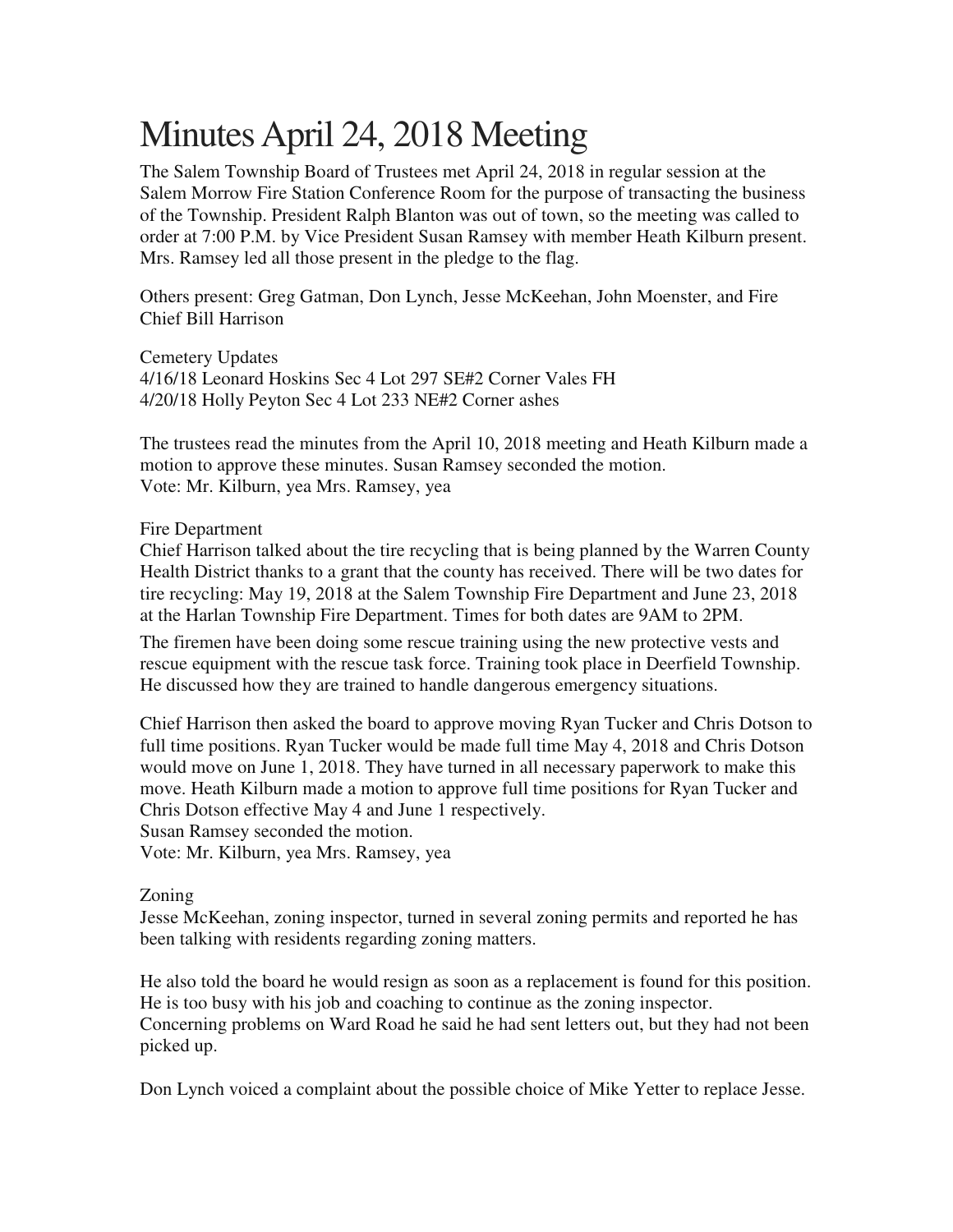# Minutes April 24, 2018 Meeting

The Salem Township Board of Trustees met April 24, 2018 in regular session at the Salem Morrow Fire Station Conference Room for the purpose of transacting the business of the Township. President Ralph Blanton was out of town, so the meeting was called to order at 7:00 P.M. by Vice President Susan Ramsey with member Heath Kilburn present. Mrs. Ramsey led all those present in the pledge to the flag.

Others present: Greg Gatman, Don Lynch, Jesse McKeehan, John Moenster, and Fire Chief Bill Harrison

Cemetery Updates
4/16/18 Leonard Hoskins Sec 4 Lot 297 SE#2 Corner Vales FH
4/20/18 Holly Peyton Sec 4 Lot 233 NE#2 Corner ashes

The trustees read the minutes from the April 10, 2018 meeting and Heath Kilburn made a motion to approve these minutes. Susan Ramsey seconded the motion.
Vote: Mr. Kilburn, yea Mrs. Ramsey, yea

Fire Department
Chief Harrison talked about the tire recycling that is being planned by the Warren County Health District thanks to a grant that the county has received. There will be two dates for tire recycling: May 19, 2018 at the Salem Township Fire Department and June 23, 2018 at the Harlan Township Fire Department. Times for both dates are 9AM to 2PM.

The firemen have been doing some rescue training using the new protective vests and rescue equipment with the rescue task force. Training took place in Deerfield Township. He discussed how they are trained to handle dangerous emergency situations.

Chief Harrison then asked the board to approve moving Ryan Tucker and Chris Dotson to full time positions. Ryan Tucker would be made full time May 4, 2018 and Chris Dotson would move on June 1, 2018. They have turned in all necessary paperwork to make this move. Heath Kilburn made a motion to approve full time positions for Ryan Tucker and Chris Dotson effective May 4 and June 1 respectively.
Susan Ramsey seconded the motion.
Vote: Mr. Kilburn, yea Mrs. Ramsey, yea

Zoning
Jesse McKeehan, zoning inspector, turned in several zoning permits and reported he has been talking with residents regarding zoning matters.

He also told the board he would resign as soon as a replacement is found for this position. He is too busy with his job and coaching to continue as the zoning inspector. Concerning problems on Ward Road he said he had sent letters out, but they had not been picked up.

Don Lynch voiced a complaint about the possible choice of Mike Yetter to replace Jesse.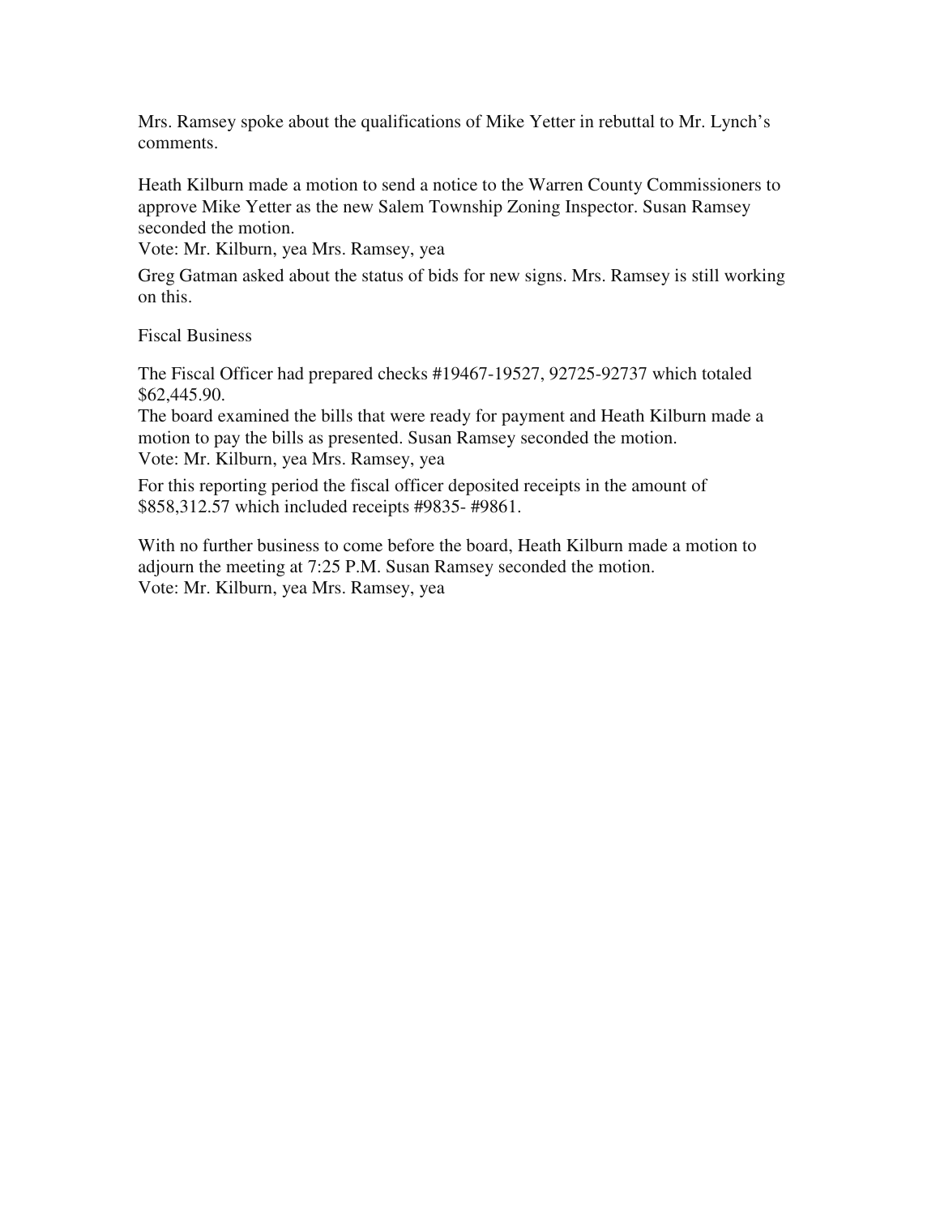Mrs. Ramsey spoke about the qualifications of Mike Yetter in rebuttal to Mr. Lynch's comments.

Heath Kilburn made a motion to send a notice to the Warren County Commissioners to approve Mike Yetter as the new Salem Township Zoning Inspector. Susan Ramsey seconded the motion.
Vote: Mr. Kilburn, yea Mrs. Ramsey, yea

Greg Gatman asked about the status of bids for new signs. Mrs. Ramsey is still working on this.

Fiscal Business

The Fiscal Officer had prepared checks #19467-19527, 92725-92737 which totaled $62,445.90.
The board examined the bills that were ready for payment and Heath Kilburn made a motion to pay the bills as presented. Susan Ramsey seconded the motion.
Vote: Mr. Kilburn, yea Mrs. Ramsey, yea

For this reporting period the fiscal officer deposited receipts in the amount of $858,312.57 which included receipts #9835- #9861.

With no further business to come before the board, Heath Kilburn made a motion to adjourn the meeting at 7:25 P.M. Susan Ramsey seconded the motion.
Vote: Mr. Kilburn, yea Mrs. Ramsey, yea